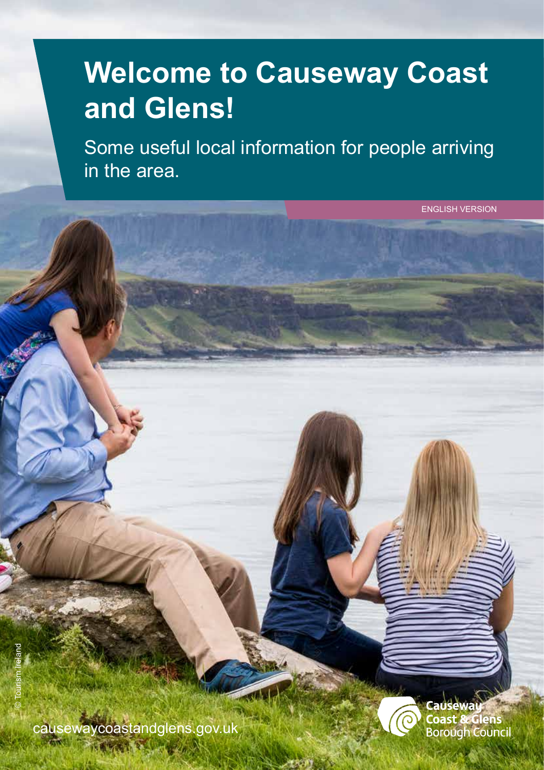# Welcome to Causeway Coast and Glens!

Some useful local information for people arriving in the area.

ENGLISH VERSION

© Tourism Ireland

causewaycoastandglens.gov.uk

Causeway Coast & Glens Borough Council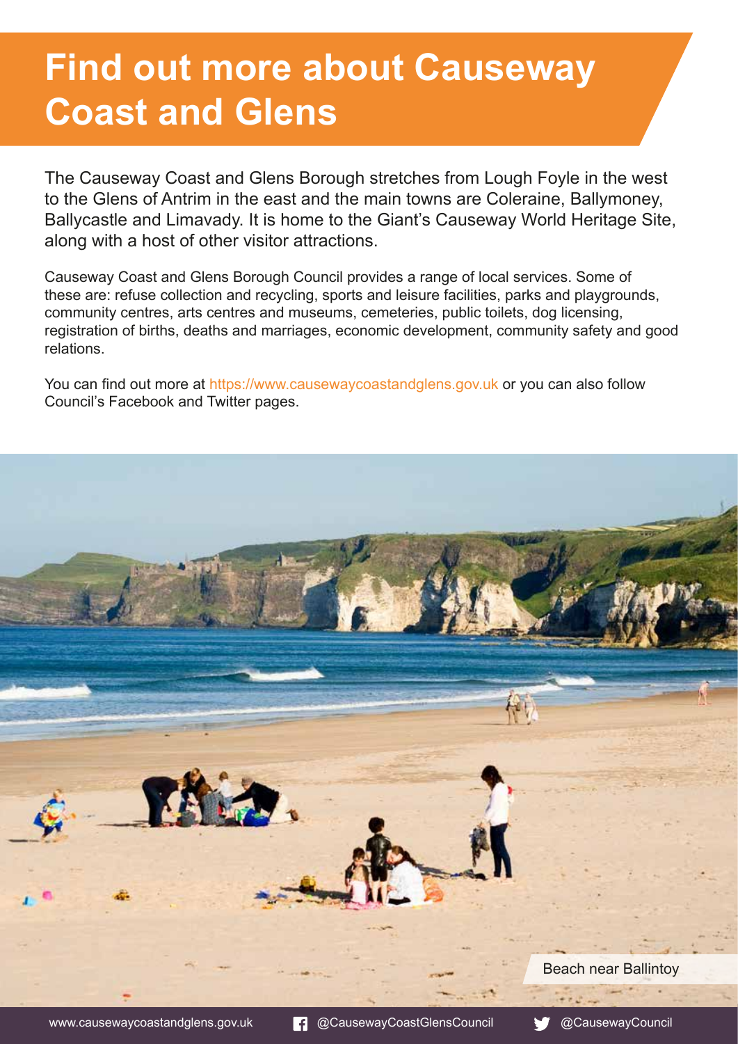# Find out more about Causeway Coast and Glens

The Causeway Coast and Glens Borough stretches from Lough Foyle in the west to the Glens of Antrim in the east and the main towns are Coleraine, Ballymoney, Ballycastle and Limavady. It is home to the Giant's Causeway World Heritage Site, along with a host of other visitor attractions.

Causeway Coast and Glens Borough Council provides a range of local services. Some of these are: refuse collection and recycling, sports and leisure facilities, parks and playgrounds, community centres, arts centres and museums, cemeteries, public toilets, dog licensing, registration of births, deaths and marriages, economic development, community safety and good relations.

You can find out more at https://www.causewaycoastandglens.gov.uk or you can also follow Council's Facebook and Twitter pages.

Beach near Ballintoy

www.causewaycoastandglens.gov.uk @CausewayCoastGlensCouncil @CausewayCouncil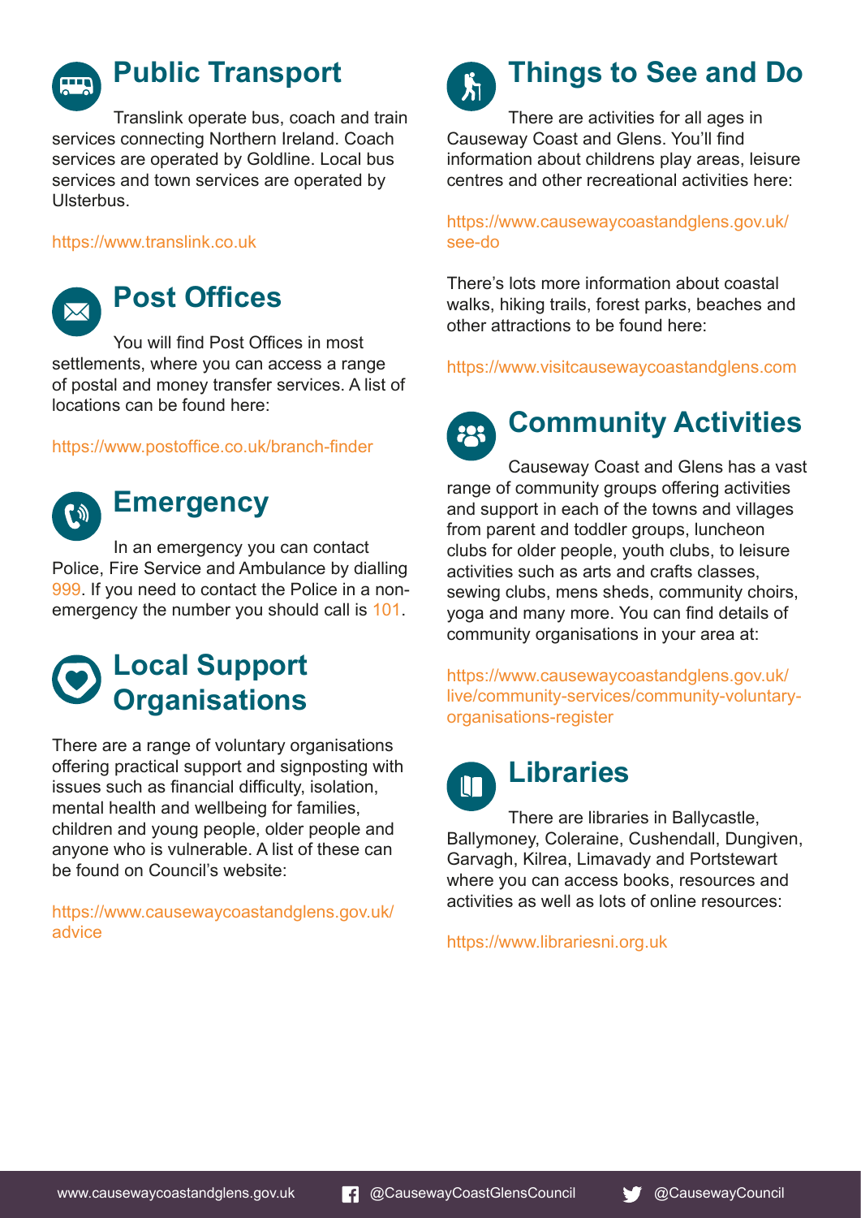## Public Transport

Translink operate bus, coach and train services connecting Northern Ireland. Coach services are operated by Goldline. Local bus services and town services are operated by Ulsterbus.

https://www.translink.co.uk

## Post Offices

You will find Post Offices in most settlements, where you can access a range of postal and money transfer services. A list of locations can be found here:

https://www.postoffice.co.uk/branch-finder

## Emergency

In an emergency you can contact Police, Fire Service and Ambulance by dialling 999. If you need to contact the Police in a non-emergency the number you should call is 101.

## Local Support Organisations

There are a range of voluntary organisations offering practical support and signposting with issues such as financial difficulty, isolation, mental health and wellbeing for families, children and young people, older people and anyone who is vulnerable. A list of these can be found on Council's website:

https://www.causewaycoastandglens.gov.uk/advice

## Things to See and Do

There are activities for all ages in Causeway Coast and Glens. You'll find information about childrens play areas, leisure centres and other recreational activities here:

https://www.causewaycoastandglens.gov.uk/see-do

There's lots more information about coastal walks, hiking trails, forest parks, beaches and other attractions to be found here:

https://www.visitcausewaycoastandglens.com

## Community Activities

Causeway Coast and Glens has a vast range of community groups offering activities and support in each of the towns and villages from parent and toddler groups, luncheon clubs for older people, youth clubs, to leisure activities such as arts and crafts classes, sewing clubs, mens sheds, community choirs, yoga and many more. You can find details of community organisations in your area at:

https://www.causewaycoastandglens.gov.uk/live/community-services/community-voluntary-organisations-register

## Libraries

There are libraries in Ballycastle, Ballymoney, Coleraine, Cushendall, Dungiven, Garvagh, Kilrea, Limavady and Portstewart where you can access books, resources and activities as well as lots of online resources:

https://www.librariesni.org.uk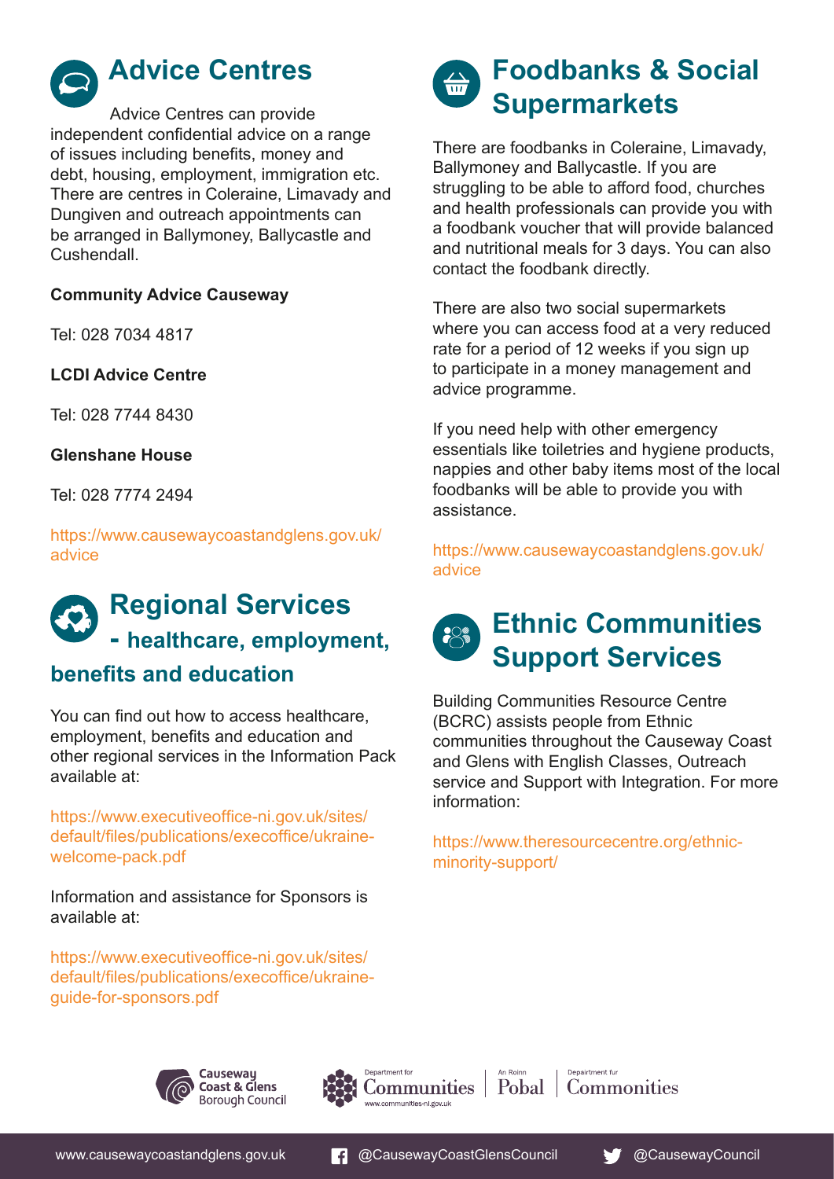## Advice Centres

Advice Centres can provide independent confidential advice on a range of issues including benefits, money and debt, housing, employment, immigration etc. There are centres in Coleraine, Limavady and Dungiven and outreach appointments can be arranged in Ballymoney, Ballycastle and Cushendall.

**Community Advice Causeway**

Tel: 028 7034 4817

**LCDI Advice Centre**

Tel: 028 7744 8430

**Glenshane House**

Tel: 028 7774 2494

https://www.causewaycoastandglens.gov.uk/advice

## Regional Services - healthcare, employment, benefits and education

You can find out how to access healthcare, employment, benefits and education and other regional services in the Information Pack available at:

https://www.executiveoffice-ni.gov.uk/sites/default/files/publications/execoffice/ukraine-welcome-pack.pdf

Information and assistance for Sponsors is available at:

https://www.executiveoffice-ni.gov.uk/sites/default/files/publications/execoffice/ukraine-guide-for-sponsors.pdf

## Foodbanks & Social Supermarkets

There are foodbanks in Coleraine, Limavady, Ballymoney and Ballycastle. If you are struggling to be able to afford food, churches and health professionals can provide you with a foodbank voucher that will provide balanced and nutritional meals for 3 days. You can also contact the foodbank directly.

There are also two social supermarkets where you can access food at a very reduced rate for a period of 12 weeks if you sign up to participate in a money management and advice programme.

If you need help with other emergency essentials like toiletries and hygiene products, nappies and other baby items most of the local foodbanks will be able to provide you with assistance.

https://www.causewaycoastandglens.gov.uk/advice

## Ethnic Communities Support Services

Building Communities Resource Centre (BCRC) assists people from Ethnic communities throughout the Causeway Coast and Glens with English Classes, Outreach service and Support with Integration. For more information:

https://www.theresourcecentre.org/ethnic-minority-support/

Causeway Coast & Glens Borough Council

Department for Communities www.communities-ni.gov.uk | An Roinn Pobal | Depairtment fur Commonities

www.causewaycoastandglens.gov.uk @CausewayCoastGlensCouncil @CausewayCouncil